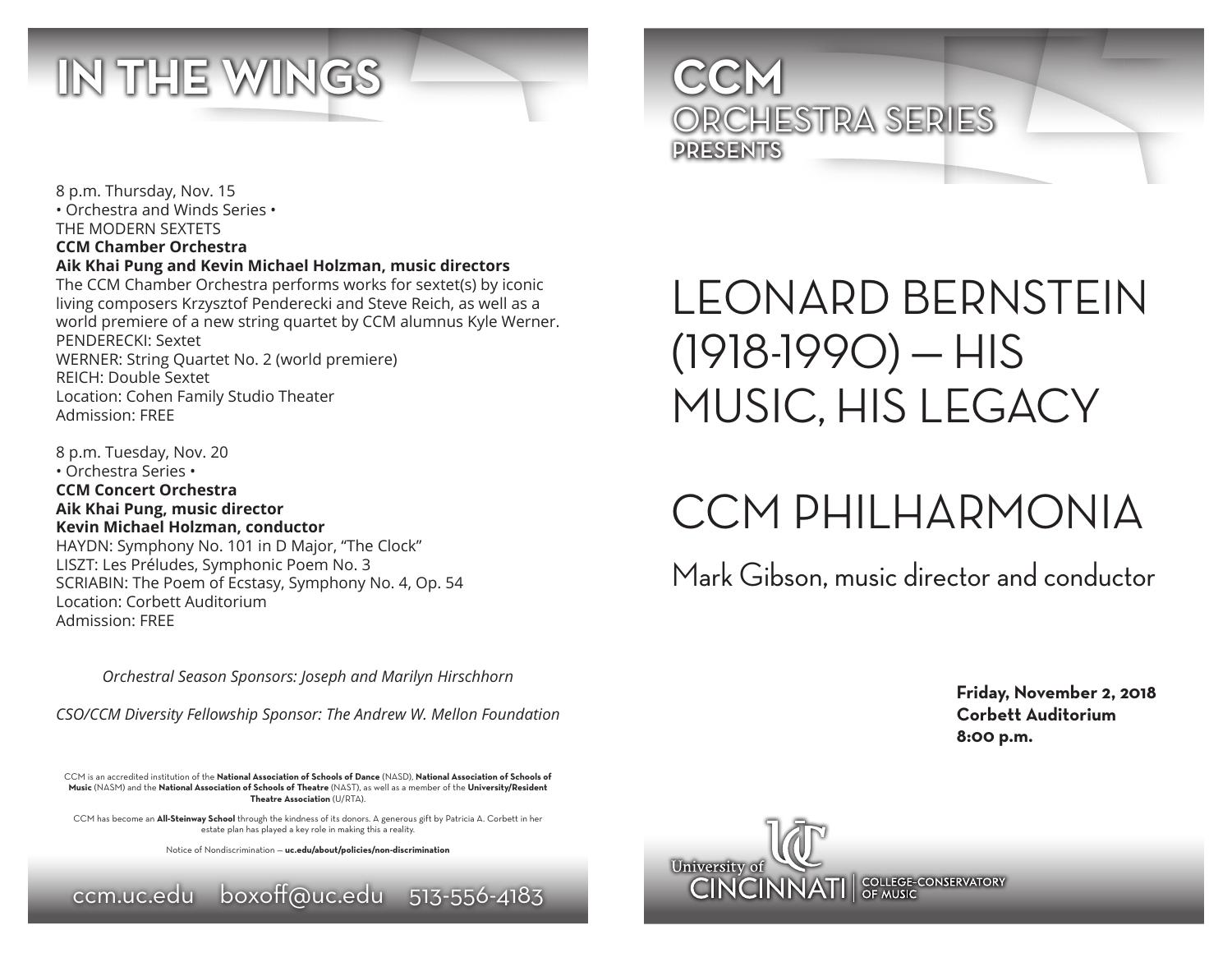# IN THE WINGS

8 p.m. Thursday, Nov. 15
• Orchestra and Winds Series •
THE MODERN SEXTETS
**CCM Chamber Orchestra**
**Aik Khai Pung and Kevin Michael Holzman, music directors**
The CCM Chamber Orchestra performs works for sextet(s) by iconic living composers Krzysztof Penderecki and Steve Reich, as well as a world premiere of a new string quartet by CCM alumnus Kyle Werner.
PENDERECKI: Sextet
WERNER: String Quartet No. 2 (world premiere)
REICH: Double Sextet
Location: Cohen Family Studio Theater
Admission: FREE

8 p.m. Tuesday, Nov. 20
• Orchestra Series •
**CCM Concert Orchestra**
**Aik Khai Pung, music director**
**Kevin Michael Holzman, conductor**
HAYDN: Symphony No. 101 in D Major, "The Clock"
LISZT: Les Préludes, Symphonic Poem No. 3
SCRIABIN: The Poem of Ecstasy, Symphony No. 4, Op. 54
Location: Corbett Auditorium
Admission: FREE

*Orchestral Season Sponsors: Joseph and Marilyn Hirschhorn*

*CSO/CCM Diversity Fellowship Sponsor: The Andrew W. Mellon Foundation*

CCM is an accredited institution of the **National Association of Schools of Dance** (NASD), **National Association of Schools of Music** (NASM) and the **National Association of Schools of Theatre** (NAST), as well as a member of the **University/Resident Theatre Association** (U/RTA).

CCM has become an **All-Steinway School** through the kindness of its donors. A generous gift by Patricia A. Corbett in her estate plan has played a key role in making this a reality.

Notice of Nondiscrimination — **uc.edu/about/policies/non-discrimination**

ccm.uc.edu boxoff@uc.edu 513-556-4183

# CCM ORCHESTRA SERIES PRESENTS

# LEONARD BERNSTEIN (1918-1990) — HIS MUSIC, HIS LEGACY

# CCM PHILHARMONIA

## Mark Gibson, music director and conductor

**Friday, November 2, 2018**
**Corbett Auditorium**
**8:00 p.m.**

University of Cincinnati | College-Conservatory of Music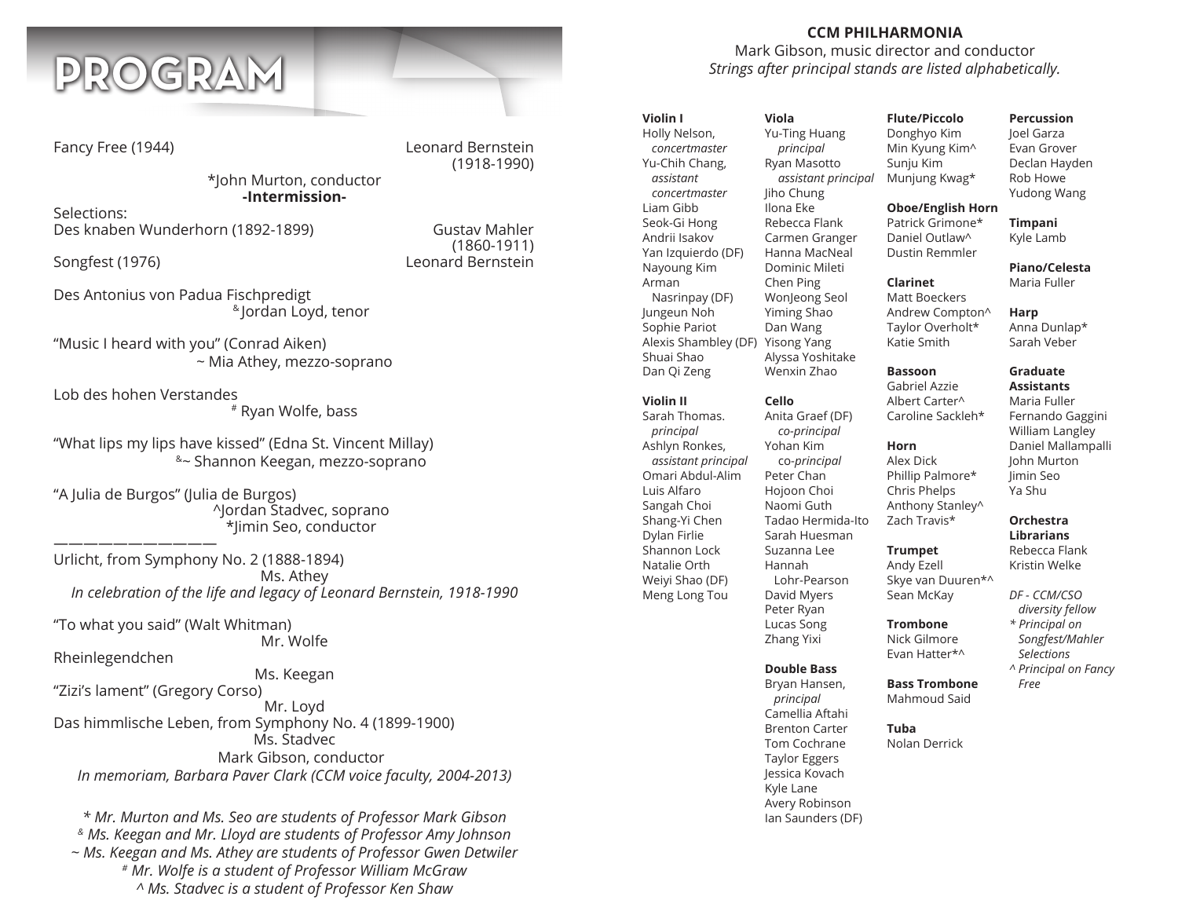# PROGRAM

Fancy Free (1944) — Leonard Bernstein (1918-1990)

*John Murton, conductor

**-Intermission-**

Selections:

Des knaben Wunderhorn (1892-1899) — Gustav Mahler (1860-1911)

Songfest (1976) — Leonard Bernstein

Des Antonius von Padua Fischpredigt
&Jordan Loyd, tenor

"Music I heard with you" (Conrad Aiken)
~ Mia Athey, mezzo-soprano

Lob des hohen Verstandes
# Ryan Wolfe, bass

"What lips my lips have kissed" (Edna St. Vincent Millay)
&~ Shannon Keegan, mezzo-soprano

"A Julia de Burgos" (Julia de Burgos)
^Jordan Stadvec, soprano
*Jimin Seo, conductor

————————————

Urlicht, from Symphony No. 2 (1888-1894)
Ms. Athey

*In celebration of the life and legacy of Leonard Bernstein, 1918-1990*

"To what you said" (Walt Whitman)
Mr. Wolfe

Rheinlegendchen
Ms. Keegan

"Zizi's lament" (Gregory Corso)
Mr. Loyd

Das himmlische Leben, from Symphony No. 4 (1899-1900)
Ms. Stadvec

Mark Gibson, conductor

*In memoriam, Barbara Paver Clark (CCM voice faculty, 2004-2013)*

*\* Mr. Murton and Ms. Seo are students of Professor Mark Gibson*
*& Ms. Keegan and Mr. Lloyd are students of Professor Amy Johnson*
*~ Ms. Keegan and Ms. Athey are students of Professor Gwen Detwiler*
*# Mr. Wolfe is a student of Professor William McGraw*
*^ Ms. Stadvec is a student of Professor Ken Shaw*

## CCM PHILHARMONIA

Mark Gibson, music director and conductor

*Strings after principal stands are listed alphabetically.*

**Violin I**
Holly Nelson, *concertmaster*
Yu-Chih Chang, *assistant concertmaster*
Liam Gibb
Seok-Gi Hong
Andrii Isakov
Yan Izquierdo (DF)
Nayoung Kim
Arman Nasrinpay (DF)
Jungeun Noh
Sophie Pariot
Alexis Shambley (DF)
Shuai Shao
Dan Qi Zeng

**Violin II**
Sarah Thomas. *principal*
Ashlyn Ronkes, *assistant principal*
Omari Abdul-Alim
Luis Alfaro
Sangah Choi
Shang-Yi Chen
Dylan Firlie
Shannon Lock
Natalie Orth
Weiyi Shao (DF)
Meng Long Tou

**Viola**
Yu-Ting Huang *principal*
Ryan Masotto *assistant principal*
Jiho Chung
Ilona Eke
Rebecca Flank
Carmen Granger
Hanna MacNeal
Dominic Mileti
Chen Ping
WonJeong Seol
Yiming Shao
Dan Wang
Yisong Yang
Alyssa Yoshitake
Wenxin Zhao

**Cello**
Anita Graef (DF) *co-principal*
Yohan Kim *co-principal*
Peter Chan
Hojoon Choi
Naomi Guth
Tadao Hermida-Ito
Sarah Huesman
Suzanna Lee
Hannah Lohr-Pearson
David Myers
Peter Ryan
Lucas Song
Zhang Yixi

**Double Bass**
Bryan Hansen, *principal*
Camellia Aftahi
Brenton Carter
Tom Cochrane
Taylor Eggers
Jessica Kovach
Kyle Lane
Avery Robinson
Ian Saunders (DF)

**Flute/Piccolo**
Donghyo Kim
Min Kyung Kim^
Sunju Kim
Munjung Kwag*

**Oboe/English Horn**
Patrick Grimone*
Daniel Outlaw^
Dustin Remmler

**Clarinet**
Matt Boeckers
Andrew Compton^
Taylor Overholt*
Katie Smith

**Bassoon**
Gabriel Azzie
Albert Carter^
Caroline Sackleh*

**Horn**
Alex Dick
Phillip Palmore*
Chris Phelps
Anthony Stanley^
Zach Travis*

**Trumpet**
Andy Ezell
Skye van Duuren*^
Sean McKay

**Trombone**
Nick Gilmore
Evan Hatter*^

**Bass Trombone**
Mahmoud Said

**Tuba**
Nolan Derrick

**Percussion**
Joel Garza
Evan Grover
Declan Hayden
Rob Howe
Yudong Wang

**Timpani**
Kyle Lamb

**Piano/Celesta**
Maria Fuller

**Harp**
Anna Dunlap*
Sarah Veber

**Graduate Assistants**
Maria Fuller
Fernando Gaggini
William Langley
Daniel Mallampalli
John Murton
Jimin Seo
Ya Shu

**Orchestra Librarians**
Rebecca Flank
Kristin Welke

*DF - CCM/CSO diversity fellow*
*\* Principal on Songfest/Mahler Selections*
*^ Principal on Fancy Free*